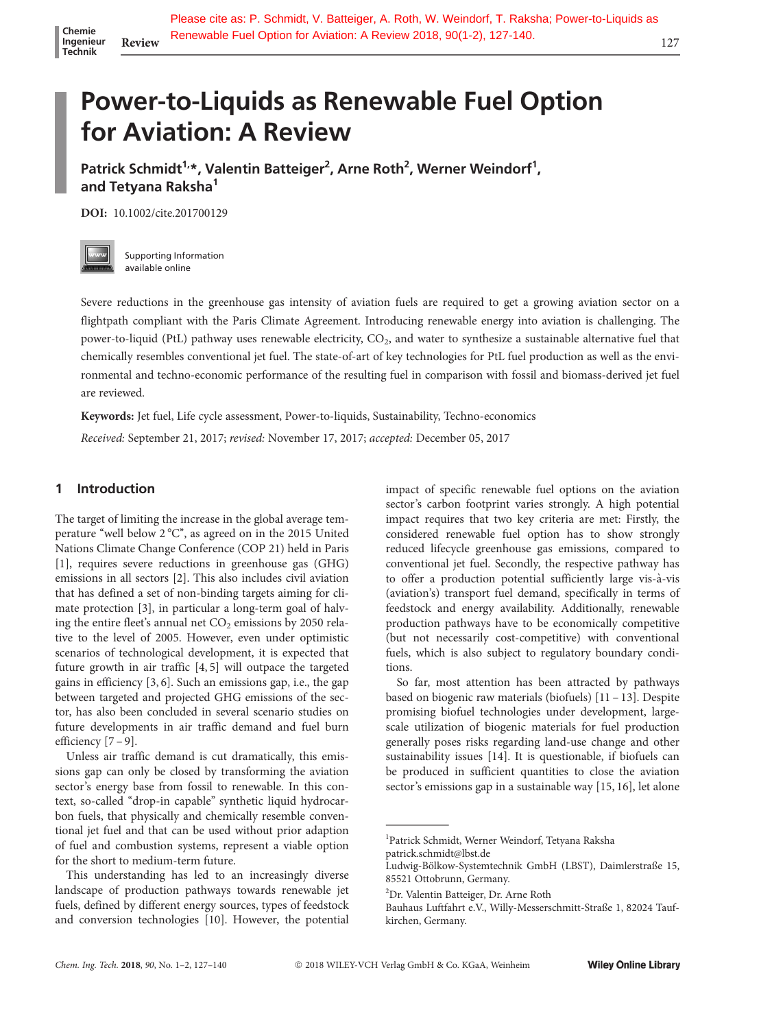Please cite as: P. Schmidt, V. Batteiger, A. Roth, W. Weindorf, T. Raksha; Power-to-Liquids as Renewable Fuel Option for Aviation: A Review 2018, 90(1-2), 127-140.

# Power-to-Liquids as Renewable Fuel Option for Aviation: A Review

**Patrick Schmidt[1,*], Valentin Batteiger[2], Arne Roth[2], Werner Weindorf[1], and Tetyana Raksha[1]**

**DOI:** 10.1002/cite.201700129

Supporting Information available online

Severe reductions in the greenhouse gas intensity of aviation fuels are required to get a growing aviation sector on a flightpath compliant with the Paris Climate Agreement. Introducing renewable energy into aviation is challenging. The power-to-liquid (PtL) pathway uses renewable electricity, $CO_2$, and water to synthesize a sustainable alternative fuel that chemically resembles conventional jet fuel. The state-of-art of key technologies for PtL fuel production as well as the environmental and techno-economic performance of the resulting fuel in comparison with fossil and biomass-derived jet fuel are reviewed.

**Keywords:** Jet fuel, Life cycle assessment, Power-to-liquids, Sustainability, Techno-economics

*Received:* September 21, 2017; *revised:* November 17, 2017; *accepted:* December 05, 2017

## 1 Introduction

The target of limiting the increase in the global average temperature "well below 2 °C", as agreed on in the 2015 United Nations Climate Change Conference (COP 21) held in Paris [1], requires severe reductions in greenhouse gas (GHG) emissions in all sectors [2]. This also includes civil aviation that has defined a set of non-binding targets aiming for climate protection [3], in particular a long-term goal of halving the entire fleet's annual net $CO_2$ emissions by 2050 relative to the level of 2005. However, even under optimistic scenarios of technological development, it is expected that future growth in air traffic [4, 5] will outpace the targeted gains in efficiency [3, 6]. Such an emissions gap, i.e., the gap between targeted and projected GHG emissions of the sector, has also been concluded in several scenario studies on future developments in air traffic demand and fuel burn efficiency [7 – 9].

Unless air traffic demand is cut dramatically, this emissions gap can only be closed by transforming the aviation sector's energy base from fossil to renewable. In this context, so-called "drop-in capable" synthetic liquid hydrocarbon fuels, that physically and chemically resemble conventional jet fuel and that can be used without prior adaption of fuel and combustion systems, represent a viable option for the short to medium-term future.

This understanding has led to an increasingly diverse landscape of production pathways towards renewable jet fuels, defined by different energy sources, types of feedstock and conversion technologies [10]. However, the potential impact of specific renewable fuel options on the aviation sector's carbon footprint varies strongly. A high potential impact requires that two key criteria are met: Firstly, the considered renewable fuel option has to show strongly reduced lifecycle greenhouse gas emissions, compared to conventional jet fuel. Secondly, the respective pathway has to offer a production potential sufficiently large vis-à-vis (aviation's) transport fuel demand, specifically in terms of feedstock and energy availability. Additionally, renewable production pathways have to be economically competitive (but not necessarily cost-competitive) with conventional fuels, which is also subject to regulatory boundary conditions.

So far, most attention has been attracted by pathways based on biogenic raw materials (biofuels) [11 – 13]. Despite promising biofuel technologies under development, large-scale utilization of biogenic materials for fuel production generally poses risks regarding land-use change and other sustainability issues [14]. It is questionable, if biofuels can be produced in sufficient quantities to close the aviation sector's emissions gap in a sustainable way [15, 16], let alone

---

[1] Patrick Schmidt, Werner Weindorf, Tetyana Raksha
patrick.schmidt@lbst.de
Ludwig-Bölkow-Systemtechnik GmbH (LBST), Daimlerstraße 15, 85521 Ottobrunn, Germany.

[2] Dr. Valentin Batteiger, Dr. Arne Roth
Bauhaus Luftfahrt e.V., Willy-Messerschmitt-Straße 1, 82024 Taufkirchen, Germany.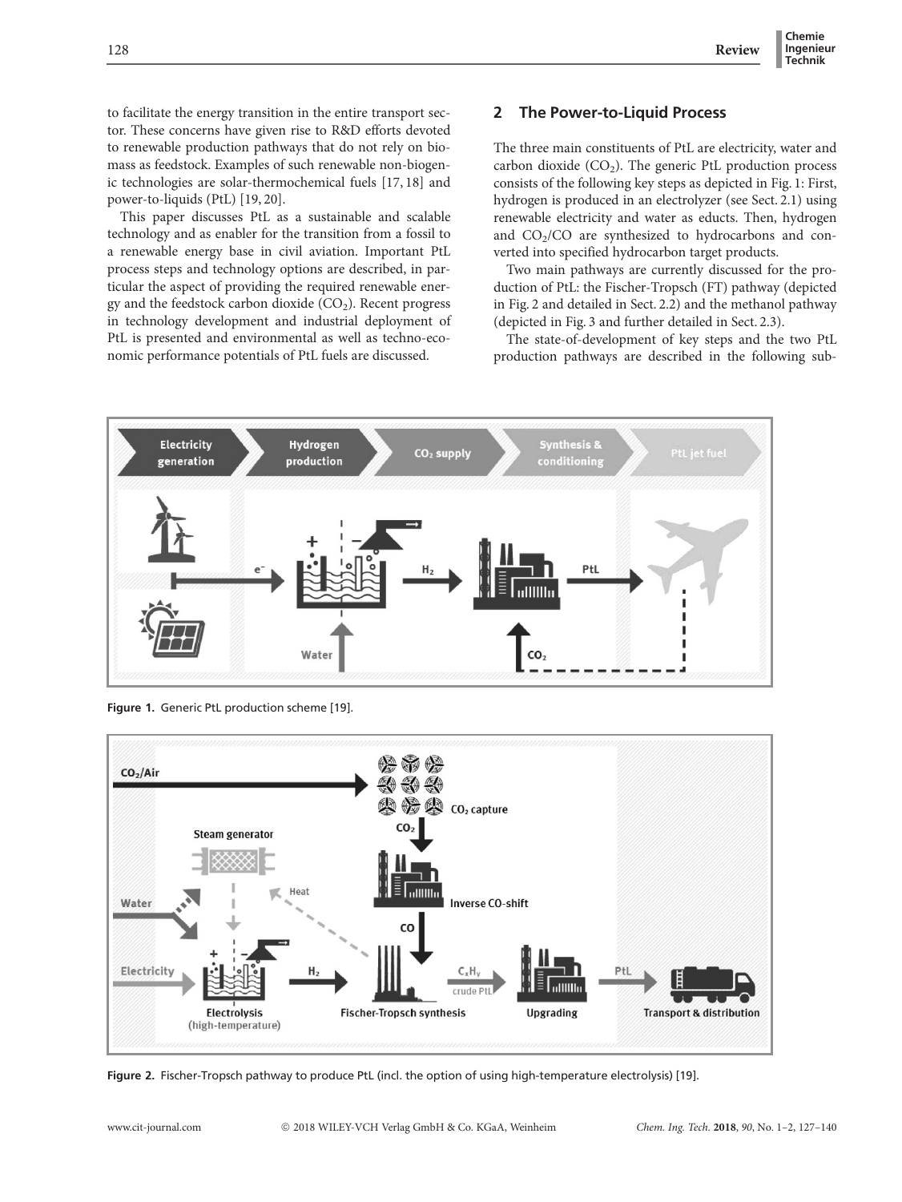to facilitate the energy transition in the entire transport sector. These concerns have given rise to R&D efforts devoted to renewable production pathways that do not rely on biomass as feedstock. Examples of such renewable non-biogenic technologies are solar-thermochemical fuels [17, 18] and power-to-liquids (PtL) [19, 20].

This paper discusses PtL as a sustainable and scalable technology and as enabler for the transition from a fossil to a renewable energy base in civil aviation. Important PtL process steps and technology options are described, in particular the aspect of providing the required renewable energy and the feedstock carbon dioxide ($CO_2$). Recent progress in technology development and industrial deployment of PtL is presented and environmental as well as techno-economic performance potentials of PtL fuels are discussed.

## 2 The Power-to-Liquid Process

The three main constituents of PtL are electricity, water and carbon dioxide ($CO_2$). The generic PtL production process consists of the following key steps as depicted in Fig. 1: First, hydrogen is produced in an electrolyzer (see Sect. 2.1) using renewable electricity and water as educts. Then, hydrogen and $CO_2$/CO are synthesized to hydrocarbons and converted into specified hydrocarbon target products.

Two main pathways are currently discussed for the production of PtL: the Fischer-Tropsch (FT) pathway (depicted in Fig. 2 and detailed in Sect. 2.2) and the methanol pathway (depicted in Fig. 3 and further detailed in Sect. 2.3).

The state-of-development of key steps and the two PtL production pathways are described in the following sub-

**Figure 1.** Generic PtL production scheme [19].

**Figure 2.** Fischer-Tropsch pathway to produce PtL (incl. the option of using high-temperature electrolysis) [19].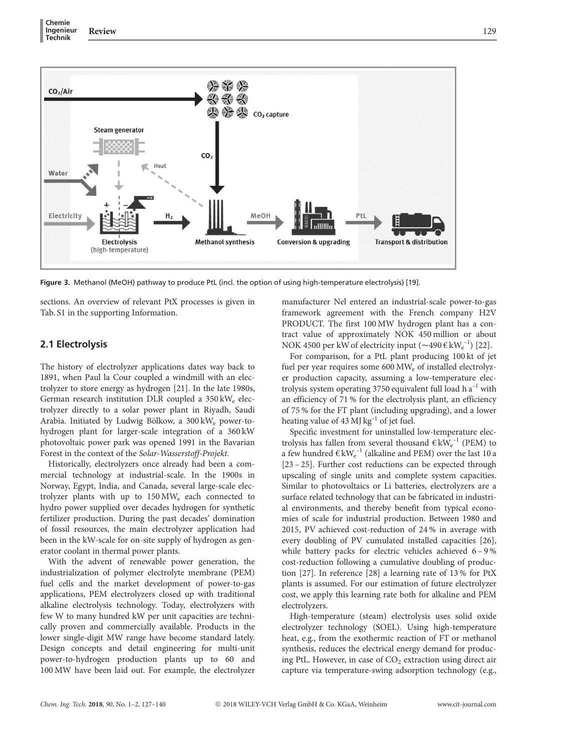Figure 3. Methanol (MeOH) pathway to produce PtL (incl. the option of using high-temperature electrolysis) [19].

sections. An overview of relevant PtX processes is given in Tab. S1 in the supporting Information.

## 2.1 Electrolysis

The history of electrolyzer applications dates way back to 1891, when Paul la Cour coupled a windmill with an electrolyzer to store energy as hydrogen [21]. In the late 1980s, German research institution DLR coupled a 350 $kW_e$ electrolyzer directly to a solar power plant in Riyadh, Saudi Arabia. Initiated by Ludwig Bölkow, a 300 $kW_e$ power-to-hydrogen plant for larger-scale integration of a 360 kW photovoltaic power park was opened 1991 in the Bavarian Forest in the context of the *Solar-Wasserstoff-Projekt*.

Historically, electrolyzers once already had been a commercial technology at industrial-scale. In the 1900s in Norway, Egypt, India, and Canada, several large-scale electrolyzer plants with up to 150 $MW_e$ each connected to hydro power supplied over decades hydrogen for synthetic fertilizer production. During the past decades' domination of fossil resources, the main electrolyzer application had been in the kW-scale for on-site supply of hydrogen as generator coolant in thermal power plants.

With the advent of renewable power generation, the industrialization of polymer electrolyte membrane (PEM) fuel cells and the market development of power-to-gas applications, PEM electrolyzers closed up with traditional alkaline electrolysis technology. Today, electrolyzers with few W to many hundred kW per unit capacities are technically proven and commercially available. Products in the lower single-digit MW range have become standard lately. Design concepts and detail engineering for multi-unit power-to-hydrogen production plants up to 60 and 100 MW have been laid out. For example, the electrolyzer manufacturer Nel entered an industrial-scale power-to-gas framework agreement with the French company H2V PRODUCT. The first 100 MW hydrogen plant has a contract value of approximately NOK 450 million or about NOK 4500 per kW of electricity input (~490 € $kW_e^{-1}$) [22].

For comparison, for a PtL plant producing 100 kt of jet fuel per year requires some 600 $MW_e$ of installed electrolyzer production capacity, assuming a low-temperature electrolysis system operating 3750 equivalent full load h $a^{-1}$ with an efficiency of 71 % for the electrolysis plant, an efficiency of 75 % for the FT plant (including upgrading), and a lower heating value of 43 MJ $kg^{-1}$ of jet fuel.

Specific investment for uninstalled low-temperature electrolysis has fallen from several thousand € $kW_e^{-1}$ (PEM) to a few hundred € $kW_e^{-1}$ (alkaline and PEM) over the last 10 a [23 – 25]. Further cost reductions can be expected through upscaling of single units and complete system capacities. Similar to photovoltaics or Li batteries, electrolyzers are a surface related technology that can be fabricated in industrial environments, and thereby benefit from typical economies of scale for industrial production. Between 1980 and 2015, PV achieved cost-reduction of 24 % in average with every doubling of PV cumulated installed capacities [26], while battery packs for electric vehicles achieved 6 – 9 % cost-reduction following a cumulative doubling of production [27]. In reference [28] a learning rate of 13 % for PtX plants is assumed. For our estimation of future electrolyzer cost, we apply this learning rate both for alkaline and PEM electrolyzers.

High-temperature (steam) electrolysis uses solid oxide electrolyzer technology (SOEL). Using high-temperature heat, e.g., from the exothermic reaction of FT or methanol synthesis, reduces the electrical energy demand for producing PtL. However, in case of $CO_2$ extraction using direct air capture via temperature-swing adsorption technology (e.g.,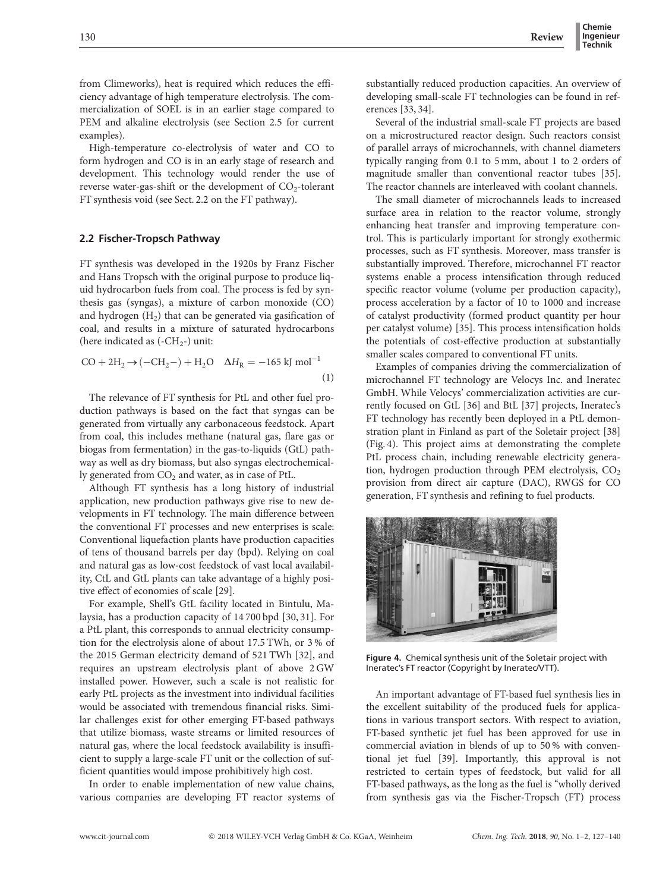from Climeworks), heat is required which reduces the efficiency advantage of high temperature electrolysis. The commercialization of SOEL is in an earlier stage compared to PEM and alkaline electrolysis (see Section 2.5 for current examples).

High-temperature co-electrolysis of water and CO to form hydrogen and CO is in an early stage of research and development. This technology would render the use of reverse water-gas-shift or the development of $CO_2$-tolerant FT synthesis void (see Sect. 2.2 on the FT pathway).

### 2.2 Fischer-Tropsch Pathway

FT synthesis was developed in the 1920s by Franz Fischer and Hans Tropsch with the original purpose to produce liquid hydrocarbon fuels from coal. The process is fed by synthesis gas (syngas), a mixture of carbon monoxide (CO) and hydrogen ($H_2$) that can be generated via gasification of coal, and results in a mixture of saturated hydrocarbons (here indicated as (-$CH_2$-) unit:

$$CO + 2H_2 \rightarrow (-CH_2-) + H_2O \quad \Delta H_R = -165\ \text{kJ mol}^{-1} \tag{1}$$

The relevance of FT synthesis for PtL and other fuel production pathways is based on the fact that syngas can be generated from virtually any carbonaceous feedstock. Apart from coal, this includes methane (natural gas, flare gas or biogas from fermentation) in the gas-to-liquids (GtL) pathway as well as dry biomass, but also syngas electrochemically generated from $CO_2$ and water, as in case of PtL.

Although FT synthesis has a long history of industrial application, new production pathways give rise to new developments in FT technology. The main difference between the conventional FT processes and new enterprises is scale: Conventional liquefaction plants have production capacities of tens of thousand barrels per day (bpd). Relying on coal and natural gas as low-cost feedstock of vast local availability, CtL and GtL plants can take advantage of a highly positive effect of economies of scale [29].

For example, Shell's GtL facility located in Bintulu, Malaysia, has a production capacity of 14 700 bpd [30, 31]. For a PtL plant, this corresponds to annual electricity consumption for the electrolysis alone of about 17.5 TWh, or 3 % of the 2015 German electricity demand of 521 TWh [32], and requires an upstream electrolysis plant of above 2 GW installed power. However, such a scale is not realistic for early PtL projects as the investment into individual facilities would be associated with tremendous financial risks. Similar challenges exist for other emerging FT-based pathways that utilize biomass, waste streams or limited resources of natural gas, where the local feedstock availability is insufficient to supply a large-scale FT unit or the collection of sufficient quantities would impose prohibitively high cost.

In order to enable implementation of new value chains, various companies are developing FT reactor systems of substantially reduced production capacities. An overview of developing small-scale FT technologies can be found in references [33, 34].

Several of the industrial small-scale FT projects are based on a microstructured reactor design. Such reactors consist of parallel arrays of microchannels, with channel diameters typically ranging from 0.1 to 5 mm, about 1 to 2 orders of magnitude smaller than conventional reactor tubes [35]. The reactor channels are interleaved with coolant channels.

The small diameter of microchannels leads to increased surface area in relation to the reactor volume, strongly enhancing heat transfer and improving temperature control. This is particularly important for strongly exothermic processes, such as FT synthesis. Moreover, mass transfer is substantially improved. Therefore, microchannel FT reactor systems enable a process intensification through reduced specific reactor volume (volume per production capacity), process acceleration by a factor of 10 to 1000 and increase of catalyst productivity (formed product quantity per hour per catalyst volume) [35]. This process intensification holds the potentials of cost-effective production at substantially smaller scales compared to conventional FT units.

Examples of companies driving the commercialization of microchannel FT technology are Velocys Inc. and Ineratec GmbH. While Velocys' commercialization activities are currently focused on GtL [36] and BtL [37] projects, Ineratec's FT technology has recently been deployed in a PtL demonstration plant in Finland as part of the Soletair project [38] (Fig. 4). This project aims at demonstrating the complete PtL process chain, including renewable electricity generation, hydrogen production through PEM electrolysis, $CO_2$ provision from direct air capture (DAC), RWGS for CO generation, FT synthesis and refining to fuel products.

**Figure 4.** Chemical synthesis unit of the Soletair project with Ineratec's FT reactor (Copyright by Ineratec/VTT).

An important advantage of FT-based fuel synthesis lies in the excellent suitability of the produced fuels for applications in various transport sectors. With respect to aviation, FT-based synthetic jet fuel has been approved for use in commercial aviation in blends of up to 50 % with conventional jet fuel [39]. Importantly, this approval is not restricted to certain types of feedstock, but valid for all FT-based pathways, as the long as the fuel is "wholly derived from synthesis gas via the Fischer-Tropsch (FT) process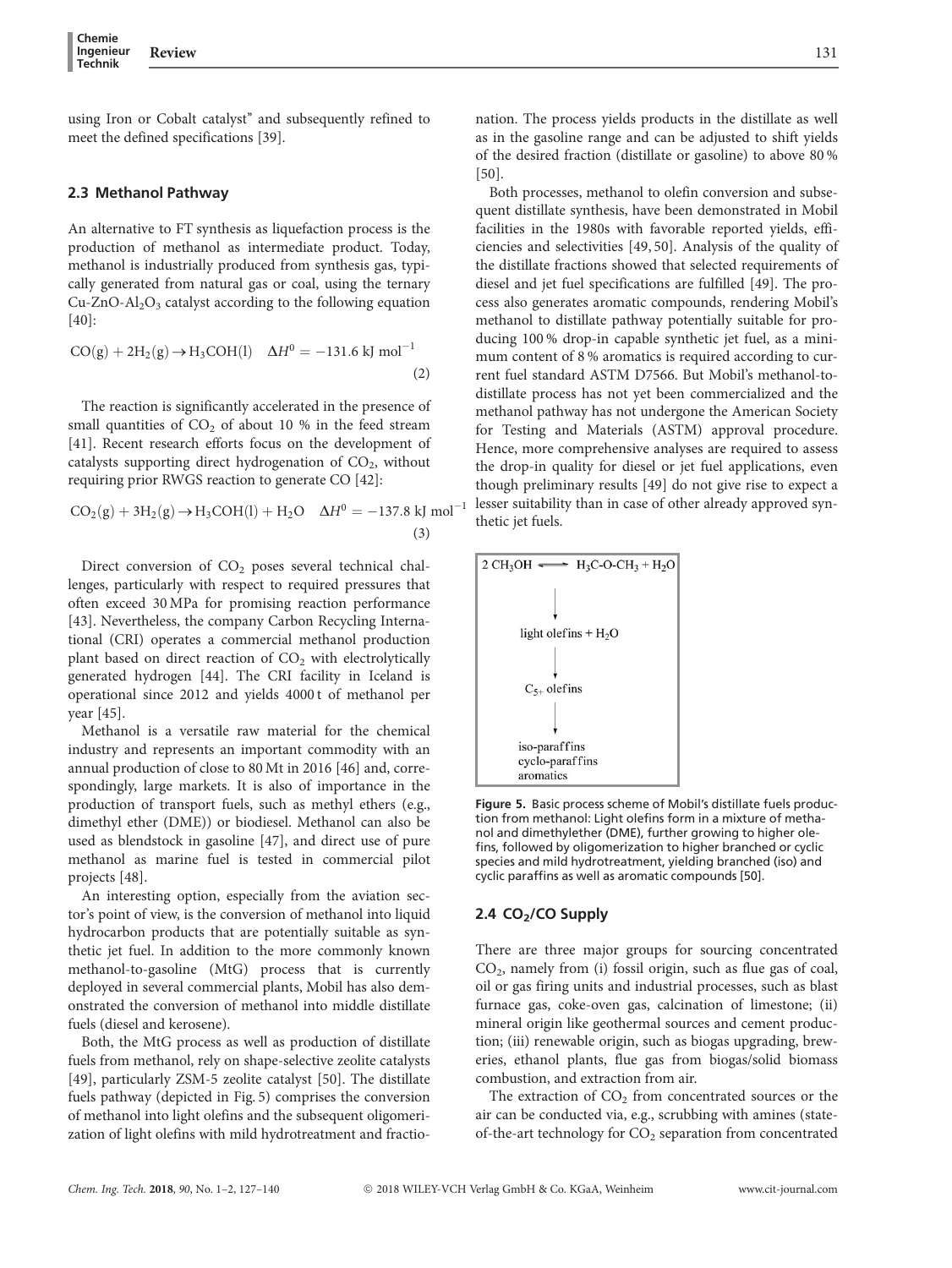using Iron or Cobalt catalyst" and subsequently refined to meet the defined specifications [39].

### 2.3 Methanol Pathway

An alternative to FT synthesis as liquefaction process is the production of methanol as intermediate product. Today, methanol is industrially produced from synthesis gas, typically generated from natural gas or coal, using the ternary $Cu\text{-}ZnO\text{-}Al_2O_3$ catalyst according to the following equation [40]:

$$CO(g) + 2H_2(g) \rightarrow H_3COH(l) \quad \Delta H^0 = -131.6 \text{ kJ mol}^{-1} \tag{2}$$

The reaction is significantly accelerated in the presence of small quantities of $CO_2$ of about 10 % in the feed stream [41]. Recent research efforts focus on the development of catalysts supporting direct hydrogenation of $CO_2$, without requiring prior RWGS reaction to generate CO [42]:

$$CO_2(g) + 3H_2(g) \rightarrow H_3COH(l) + H_2O \quad \Delta H^0 = -137.8 \text{ kJ mol}^{-1} \tag{3}$$

Direct conversion of $CO_2$ poses several technical challenges, particularly with respect to required pressures that often exceed 30 MPa for promising reaction performance [43]. Nevertheless, the company Carbon Recycling International (CRI) operates a commercial methanol production plant based on direct reaction of $CO_2$ with electrolytically generated hydrogen [44]. The CRI facility in Iceland is operational since 2012 and yields 4000 t of methanol per year [45].

Methanol is a versatile raw material for the chemical industry and represents an important commodity with an annual production of close to 80 Mt in 2016 [46] and, correspondingly, large markets. It is also of importance in the production of transport fuels, such as methyl ethers (e.g., dimethyl ether (DME)) or biodiesel. Methanol can also be used as blendstock in gasoline [47], and direct use of pure methanol as marine fuel is tested in commercial pilot projects [48].

An interesting option, especially from the aviation sector's point of view, is the conversion of methanol into liquid hydrocarbon products that are potentially suitable as synthetic jet fuel. In addition to the more commonly known methanol-to-gasoline (MtG) process that is currently deployed in several commercial plants, Mobil has also demonstrated the conversion of methanol into middle distillate fuels (diesel and kerosene).

Both, the MtG process as well as production of distillate fuels from methanol, rely on shape-selective zeolite catalysts [49], particularly ZSM-5 zeolite catalyst [50]. The distillate fuels pathway (depicted in Fig. 5) comprises the conversion of methanol into light olefins and the subsequent oligomerization of light olefins with mild hydrotreatment and fractionation. The process yields products in the distillate as well as in the gasoline range and can be adjusted to shift yields of the desired fraction (distillate or gasoline) to above 80 % [50].

Both processes, methanol to olefin conversion and subsequent distillate synthesis, have been demonstrated in Mobil facilities in the 1980s with favorable reported yields, efficiencies and selectivities [49, 50]. Analysis of the quality of the distillate fractions showed that selected requirements of diesel and jet fuel specifications are fulfilled [49]. The process also generates aromatic compounds, rendering Mobil's methanol to distillate pathway potentially suitable for producing 100 % drop-in capable synthetic jet fuel, as a minimum content of 8 % aromatics is required according to current fuel standard ASTM D7566. But Mobil's methanol-to-distillate process has not yet been commercialized and the methanol pathway has not undergone the American Society for Testing and Materials (ASTM) approval procedure. Hence, more comprehensive analyses are required to assess the drop-in quality for diesel or jet fuel applications, even though preliminary results [49] do not give rise to expect a lesser suitability than in case of other already approved synthetic jet fuels.

$2\,CH_3OH \rightleftharpoons H_3C\text{-}O\text{-}CH_3 + H_2O$

↓

light olefins + $H_2O$

↓

$C_{5+}$ olefins

↓

iso-paraffins
cyclo-paraffins
aromatics

**Figure 5.** Basic process scheme of Mobil's distillate fuels production from methanol: Light olefins form in a mixture of methanol and dimethylether (DME), further growing to higher olefins, followed by oligomerization to higher branched or cyclic species and mild hydrotreatment, yielding branched (iso) and cyclic paraffins as well as aromatic compounds [50].

### 2.4 $CO_2$/CO Supply

There are three major groups for sourcing concentrated $CO_2$, namely from (i) fossil origin, such as flue gas of coal, oil or gas firing units and industrial processes, such as blast furnace gas, coke-oven gas, calcination of limestone; (ii) mineral origin like geothermal sources and cement production; (iii) renewable origin, such as biogas upgrading, breweries, ethanol plants, flue gas from biogas/solid biomass combustion, and extraction from air.

The extraction of $CO_2$ from concentrated sources or the air can be conducted via, e.g., scrubbing with amines (state-of-the-art technology for $CO_2$ separation from concentrated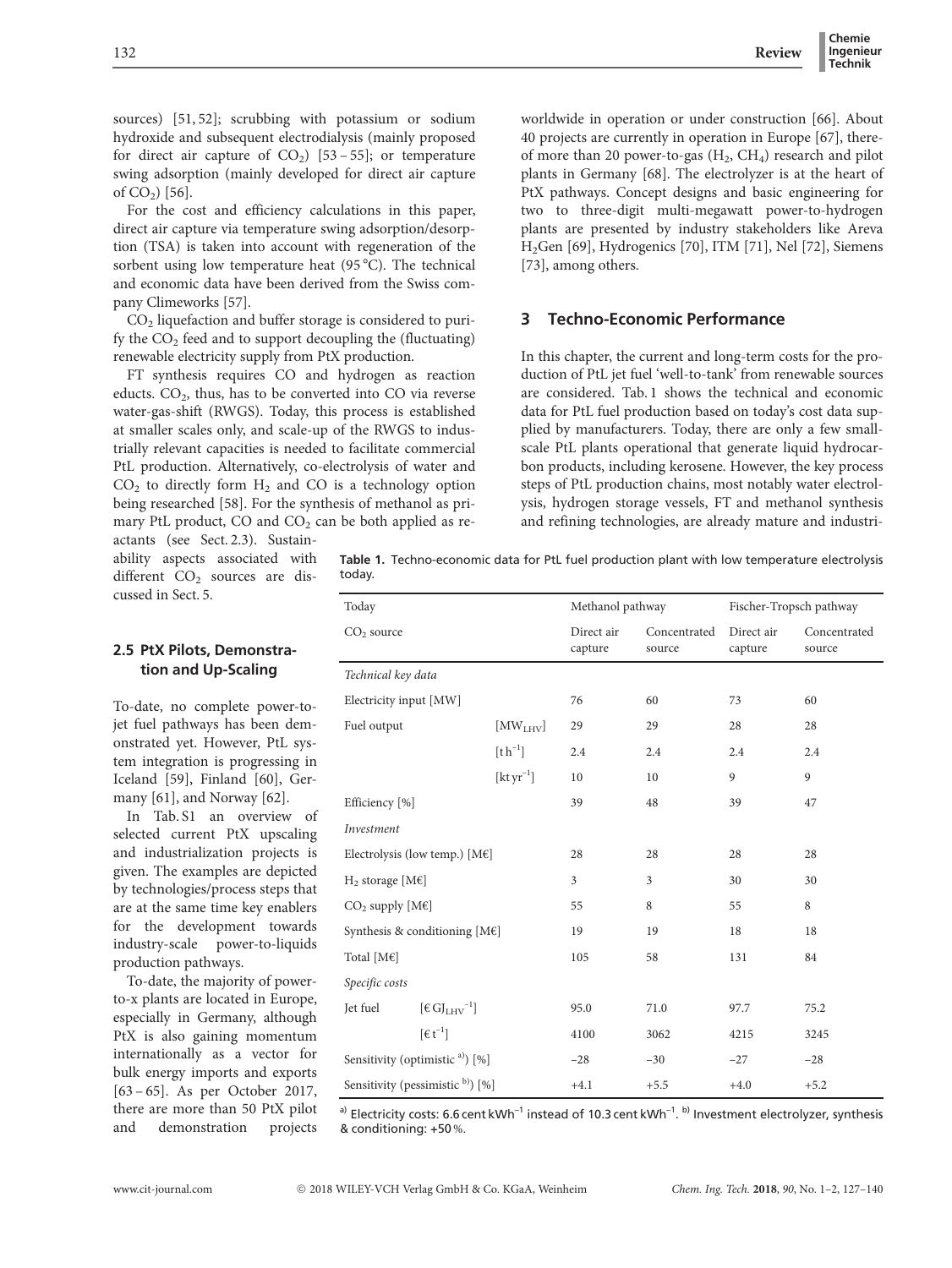sources) [51, 52]; scrubbing with potassium or sodium hydroxide and subsequent electrodialysis (mainly proposed for direct air capture of $CO_2$) [53 – 55]; or temperature swing adsorption (mainly developed for direct air capture of $CO_2$) [56].

For the cost and efficiency calculations in this paper, direct air capture via temperature swing adsorption/desorption (TSA) is taken into account with regeneration of the sorbent using low temperature heat (95 °C). The technical and economic data have been derived from the Swiss company Climeworks [57].

$CO_2$ liquefaction and buffer storage is considered to purify the $CO_2$ feed and to support decoupling the (fluctuating) renewable electricity supply from PtX production.

FT synthesis requires CO and hydrogen as reaction educts. $CO_2$, thus, has to be converted into CO via reverse water-gas-shift (RWGS). Today, this process is established at smaller scales only, and scale-up of the RWGS to industrially relevant capacities is needed to facilitate commercial PtL production. Alternatively, co-electrolysis of water and $CO_2$ to directly form $H_2$ and CO is a technology option being researched [58]. For the synthesis of methanol as primary PtL product, CO and $CO_2$ can be both applied as reactants (see Sect. 2.3). Sustainability aspects associated with different $CO_2$ sources are discussed in Sect. 5.

### 2.5 PtX Pilots, Demonstration and Up-Scaling

To-date, no complete power-to-jet fuel pathways has been demonstrated yet. However, PtL system integration is progressing in Iceland [59], Finland [60], Germany [61], and Norway [62].

In Tab. S1 an overview of selected current PtX upscaling and industrialization projects is given. The examples are depicted by technologies/process steps that are at the same time key enablers for the development towards industry-scale power-to-liquids production pathways.

To-date, the majority of power-to-x plants are located in Europe, especially in Germany, although PtX is also gaining momentum internationally as a vector for bulk energy imports and exports [63 – 65]. As per October 2017, there are more than 50 PtX pilot and demonstration projects worldwide in operation or under construction [66]. About 40 projects are currently in operation in Europe [67], thereof more than 20 power-to-gas ($H_2$, $CH_4$) research and pilot plants in Germany [68]. The electrolyzer is at the heart of PtX pathways. Concept designs and basic engineering for two to three-digit multi-megawatt power-to-hydrogen plants are presented by industry stakeholders like Areva $H_2$Gen [69], Hydrogenics [70], ITM [71], Nel [72], Siemens [73], among others.

## 3 Techno-Economic Performance

In this chapter, the current and long-term costs for the production of PtL jet fuel 'well-to-tank' from renewable sources are considered. Tab. 1 shows the technical and economic data for PtL fuel production based on today's cost data supplied by manufacturers. Today, there are only a few small-scale PtL plants operational that generate liquid hydrocarbon products, including kerosene. However, the key process steps of PtL production chains, most notably water electrolysis, hydrogen storage vessels, FT and methanol synthesis and refining technologies, are already mature and industri-

**Table 1.** Techno-economic data for PtL fuel production plant with low temperature electrolysis today.

| Today | | Methanol pathway | | Fischer-Tropsch pathway | |
|---|---|---|---|---|---|
| $CO_2$ source | | Direct air capture | Concentrated source | Direct air capture | Concentrated source |
| *Technical key data* | | | | | |
| Electricity input [MW] | | 76 | 60 | 73 | 60 |
| Fuel output | [$MW_{LHV}$] | 29 | 29 | 28 | 28 |
| | [$t\,h^{-1}$] | 2.4 | 2.4 | 2.4 | 2.4 |
| | [$kt\,yr^{-1}$] | 10 | 10 | 9 | 9 |
| Efficiency [%] | | 39 | 48 | 39 | 47 |
| *Investment* | | | | | |
| Electrolysis (low temp.) [M€] | | 28 | 28 | 28 | 28 |
| $H_2$ storage [M€] | | 3 | 3 | 30 | 30 |
| $CO_2$ supply [M€] | | 55 | 8 | 55 | 8 |
| Synthesis & conditioning [M€] | | 19 | 19 | 18 | 18 |
| Total [M€] | | 105 | 58 | 131 | 84 |
| *Specific costs* | | | | | |
| Jet fuel | [€ $GJ_{LHV}^{-1}$] | 95.0 | 71.0 | 97.7 | 75.2 |
| | [€ $t^{-1}$] | 4100 | 3062 | 4215 | 3245 |
| Sensitivity (optimistic [a]) [%] | | −28 | −30 | −27 | −28 |
| Sensitivity (pessimistic [b]) [%] | | +4.1 | +5.5 | +4.0 | +5.2 |

[a] Electricity costs: 6.6 cent $kWh^{-1}$ instead of 10.3 cent $kWh^{-1}$. [b] Investment electrolyzer, synthesis & conditioning: +50 %.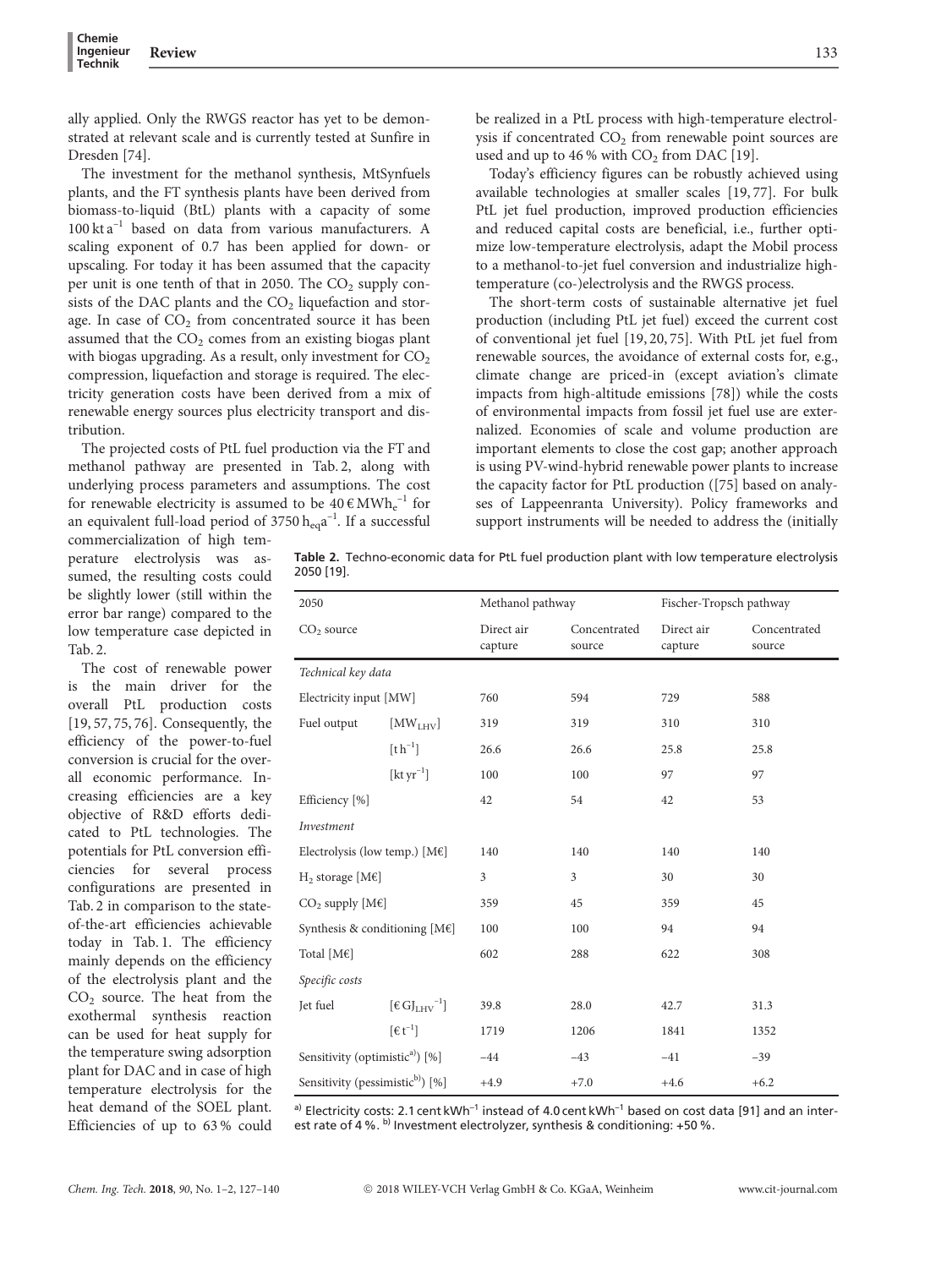ally applied. Only the RWGS reactor has yet to be demonstrated at relevant scale and is currently tested at Sunfire in Dresden [74].

The investment for the methanol synthesis, MtSynfuels plants, and the FT synthesis plants have been derived from biomass-to-liquid (BtL) plants with a capacity of some $100\,kt\,a^{-1}$ based on data from various manufacturers. A scaling exponent of 0.7 has been applied for down- or upscaling. For today it has been assumed that the capacity per unit is one tenth of that in 2050. The $CO_2$ supply consists of the DAC plants and the $CO_2$ liquefaction and storage. In case of $CO_2$ from concentrated source it has been assumed that the $CO_2$ comes from an existing biogas plant with biogas upgrading. As a result, only investment for $CO_2$ compression, liquefaction and storage is required. The electricity generation costs have been derived from a mix of renewable energy sources plus electricity transport and distribution.

The projected costs of PtL fuel production via the FT and methanol pathway are presented in Tab. 2, along with underlying process parameters and assumptions. The cost for renewable electricity is assumed to be $40\,€\,MWh_e^{-1}$ for an equivalent full-load period of $3750\,h_{eq}a^{-1}$. If a successful commercialization of high temperature electrolysis was assumed, the resulting costs could be slightly lower (still within the error bar range) compared to the low temperature case depicted in Tab. 2.

The cost of renewable power is the main driver for the overall PtL production costs [19, 57, 75, 76]. Consequently, the efficiency of the power-to-fuel conversion is crucial for the overall economic performance. Increasing efficiencies are a key objective of R&D efforts dedicated to PtL technologies. The potentials for PtL conversion efficiencies for several process configurations are presented in Tab. 2 in comparison to the state-of-the-art efficiencies achievable today in Tab. 1. The efficiency mainly depends on the efficiency of the electrolysis plant and the $CO_2$ source. The heat from the exothermal synthesis reaction can be used for heat supply for the temperature swing adsorption plant for DAC and in case of high temperature electrolysis for the heat demand of the SOEL plant. Efficiencies of up to 63 % could be realized in a PtL process with high-temperature electrolysis if concentrated $CO_2$ from renewable point sources are used and up to 46 % with $CO_2$ from DAC [19].

Today's efficiency figures can be robustly achieved using available technologies at smaller scales [19, 77]. For bulk PtL jet fuel production, improved production efficiencies and reduced capital costs are beneficial, i.e., further optimize low-temperature electrolysis, adapt the Mobil process to a methanol-to-jet fuel conversion and industrialize high-temperature (co-)electrolysis and the RWGS process.

The short-term costs of sustainable alternative jet fuel production (including PtL jet fuel) exceed the current cost of conventional jet fuel [19, 20, 75]. With PtL jet fuel from renewable sources, the avoidance of external costs for, e.g., climate change are priced-in (except aviation's climate impacts from high-altitude emissions [78]) while the costs of environmental impacts from fossil jet fuel use are externalized. Economies of scale and volume production are important elements to close the cost gap; another approach is using PV-wind-hybrid renewable power plants to increase the capacity factor for PtL production ([75] based on analyses of Lappeenranta University). Policy frameworks and support instruments will be needed to address the (initially

**Table 2.** Techno-economic data for PtL fuel production plant with low temperature electrolysis 2050 [19].

| 2050 | | Methanol pathway | | Fischer-Tropsch pathway | |
|---|---|---|---|---|---|
| $CO_2$ source | | Direct air capture | Concentrated source | Direct air capture | Concentrated source |
| *Technical key data* | | | | | |
| Electricity input [MW] | | 760 | 594 | 729 | 588 |
| Fuel output | $[MW_{LHV}]$ | 319 | 319 | 310 | 310 |
| | $[t\,h^{-1}]$ | 26.6 | 26.6 | 25.8 | 25.8 |
| | $[kt\,yr^{-1}]$ | 100 | 100 | 97 | 97 |
| Efficiency [%] | | 42 | 54 | 42 | 53 |
| *Investment* | | | | | |
| Electrolysis (low temp.) [M€] | | 140 | 140 | 140 | 140 |
| $H_2$ storage [M€] | | 3 | 3 | 30 | 30 |
| $CO_2$ supply [M€] | | 359 | 45 | 359 | 45 |
| Synthesis & conditioning [M€] | | 100 | 100 | 94 | 94 |
| Total [M€] | | 602 | 288 | 622 | 308 |
| *Specific costs* | | | | | |
| Jet fuel | $[€\,GJ_{LHV}^{-1}]$ | 39.8 | 28.0 | 42.7 | 31.3 |
| | $[€\,t^{-1}]$ | 1719 | 1206 | 1841 | 1352 |
| Sensitivity (optimistic[a)]) [%] | | −44 | −43 | −41 | −39 |
| Sensitivity (pessimistic[b)]) [%] | | +4.9 | +7.0 | +4.6 | +6.2 |

[a)] Electricity costs: $2.1\,cent\,kWh^{-1}$ instead of $4.0\,cent\,kWh^{-1}$ based on cost data [91] and an interest rate of 4 %. [b)] Investment electrolyzer, synthesis & conditioning: +50 %.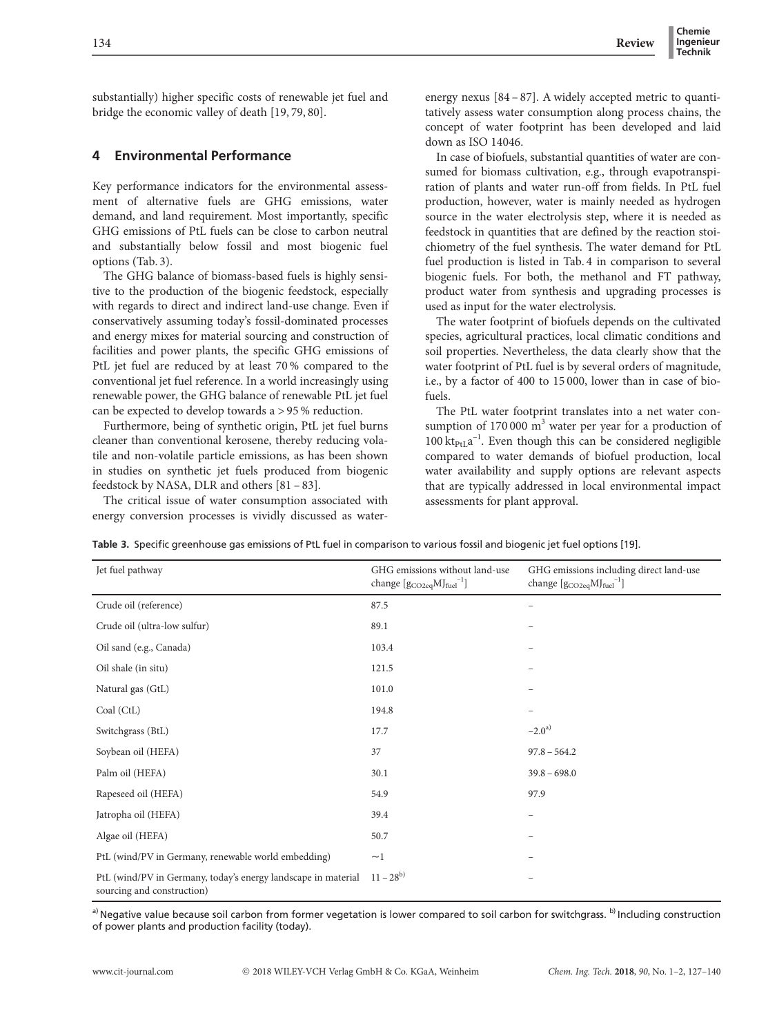substantially) higher specific costs of renewable jet fuel and bridge the economic valley of death [19, 79, 80].

## 4 Environmental Performance

Key performance indicators for the environmental assessment of alternative fuels are GHG emissions, water demand, and land requirement. Most importantly, specific GHG emissions of PtL fuels can be close to carbon neutral and substantially below fossil and most biogenic fuel options (Tab. 3).

The GHG balance of biomass-based fuels is highly sensitive to the production of the biogenic feedstock, especially with regards to direct and indirect land-use change. Even if conservatively assuming today's fossil-dominated processes and energy mixes for material sourcing and construction of facilities and power plants, the specific GHG emissions of PtL jet fuel are reduced by at least 70 % compared to the conventional jet fuel reference. In a world increasingly using renewable power, the GHG balance of renewable PtL jet fuel can be expected to develop towards a > 95 % reduction.

Furthermore, being of synthetic origin, PtL jet fuel burns cleaner than conventional kerosene, thereby reducing volatile and non-volatile particle emissions, as has been shown in studies on synthetic jet fuels produced from biogenic feedstock by NASA, DLR and others [81 – 83].

The critical issue of water consumption associated with energy conversion processes is vividly discussed as water-energy nexus [84 – 87]. A widely accepted metric to quantitatively assess water consumption along process chains, the concept of water footprint has been developed and laid down as ISO 14046.

In case of biofuels, substantial quantities of water are consumed for biomass cultivation, e.g., through evapotranspiration of plants and water run-off from fields. In PtL fuel production, however, water is mainly needed as hydrogen source in the water electrolysis step, where it is needed as feedstock in quantities that are defined by the reaction stoichiometry of the fuel synthesis. The water demand for PtL fuel production is listed in Tab. 4 in comparison to several biogenic fuels. For both, the methanol and FT pathway, product water from synthesis and upgrading processes is used as input for the water electrolysis.

The water footprint of biofuels depends on the cultivated species, agricultural practices, local climatic conditions and soil properties. Nevertheless, the data clearly show that the water footprint of PtL fuel is by several orders of magnitude, i.e., by a factor of 400 to 15 000, lower than in case of biofuels.

The PtL water footprint translates into a net water consumption of 170 000 $m^3$ water per year for a production of 100 $kt_{PtL}a^{-1}$. Even though this can be considered negligible compared to water demands of biofuel production, local water availability and supply options are relevant aspects that are typically addressed in local environmental impact assessments for plant approval.

**Table 3.** Specific greenhouse gas emissions of PtL fuel in comparison to various fossil and biogenic jet fuel options [19].

| Jet fuel pathway | GHG emissions without land-use change [$g_{CO2eq}MJ_{fuel}^{-1}$] | GHG emissions including direct land-use change [$g_{CO2eq}MJ_{fuel}^{-1}$] |
|---|---|---|
| Crude oil (reference) | 87.5 | – |
| Crude oil (ultra-low sulfur) | 89.1 | – |
| Oil sand (e.g., Canada) | 103.4 | – |
| Oil shale (in situ) | 121.5 | – |
| Natural gas (GtL) | 101.0 | – |
| Coal (CtL) | 194.8 | – |
| Switchgrass (BtL) | 17.7 | −2.0[a)] |
| Soybean oil (HEFA) | 37 | 97.8 – 564.2 |
| Palm oil (HEFA) | 30.1 | 39.8 – 698.0 |
| Rapeseed oil (HEFA) | 54.9 | 97.9 |
| Jatropha oil (HEFA) | 39.4 | – |
| Algae oil (HEFA) | 50.7 | – |
| PtL (wind/PV in Germany, renewable world embedding) | ~1 | – |
| PtL (wind/PV in Germany, today's energy landscape in material sourcing and construction) | 11 – 28[b)] | – |

[a)] Negative value because soil carbon from former vegetation is lower compared to soil carbon for switchgrass. [b)] Including construction of power plants and production facility (today).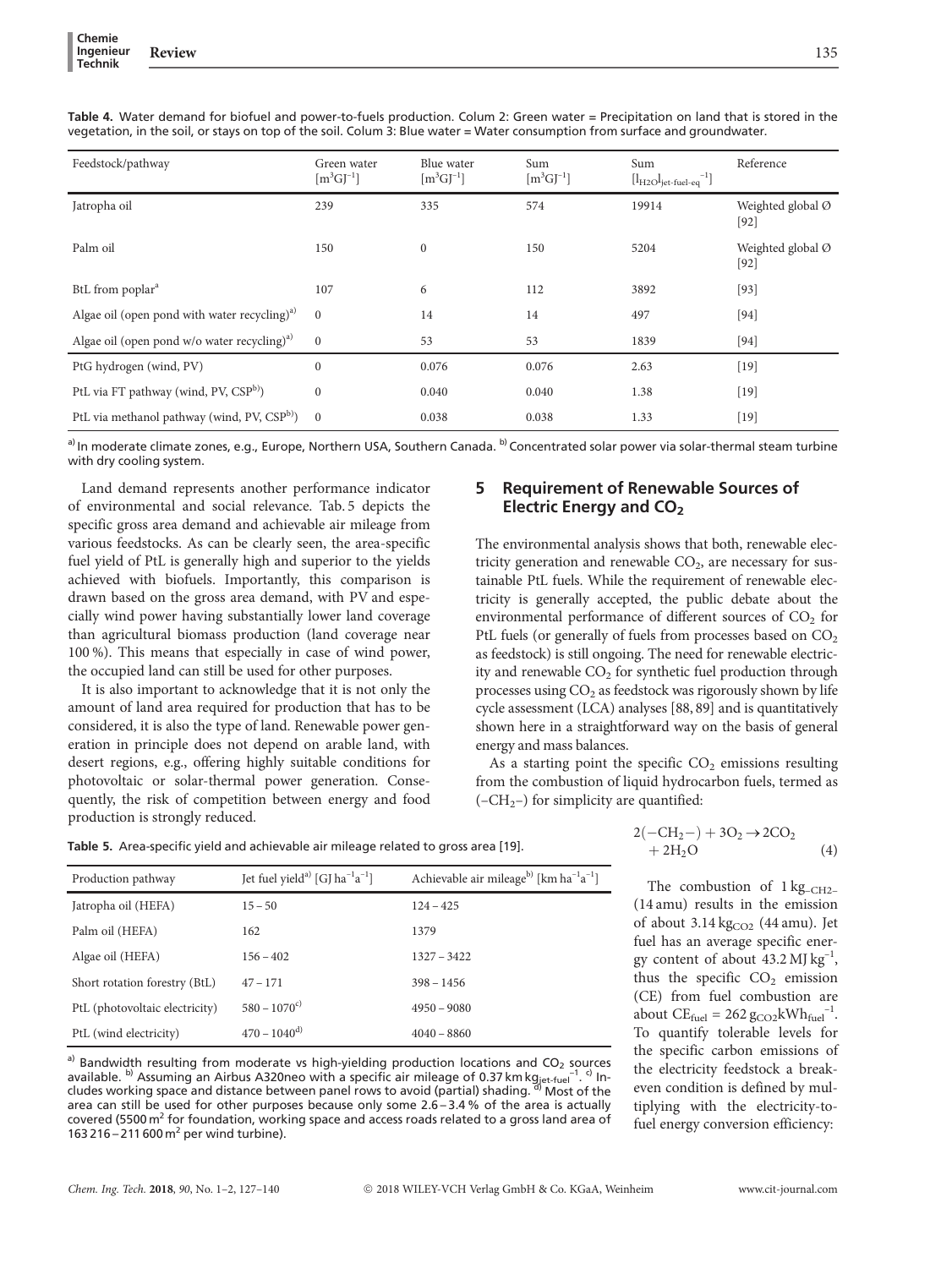**Table 4.** Water demand for biofuel and power-to-fuels production. Colum 2: Green water = Precipitation on land that is stored in the vegetation, in the soil, or stays on top of the soil. Colum 3: Blue water = Water consumption from surface and groundwater.

| Feedstock/pathway | Green water $[m^3GJ^{-1}]$ | Blue water $[m^3GJ^{-1}]$ | Sum $[m^3GJ^{-1}]$ | Sum $[l_{H2O}l_{jet\text{-}fuel\text{-}eq}^{-1}]$ | Reference |
|---|---|---|---|---|---|
| Jatropha oil | 239 | 335 | 574 | 19914 | Weighted global Ø [92] |
| Palm oil | 150 | 0 | 150 | 5204 | Weighted global Ø [92] |
| BtL from poplar[a] | 107 | 6 | 112 | 3892 | [93] |
| Algae oil (open pond with water recycling)[a)] | 0 | 14 | 14 | 497 | [94] |
| Algae oil (open pond w/o water recycling)[a)] | 0 | 53 | 53 | 1839 | [94] |
| PtG hydrogen (wind, PV) | 0 | 0.076 | 0.076 | 2.63 | [19] |
| PtL via FT pathway (wind, PV, CSP[b)]) | 0 | 0.040 | 0.040 | 1.38 | [19] |
| PtL via methanol pathway (wind, PV, CSP[b)]) | 0 | 0.038 | 0.038 | 1.33 | [19] |

[a)] In moderate climate zones, e.g., Europe, Northern USA, Southern Canada. [b)] Concentrated solar power via solar-thermal steam turbine with dry cooling system.

Land demand represents another performance indicator of environmental and social relevance. Tab. 5 depicts the specific gross area demand and achievable air mileage from various feedstocks. As can be clearly seen, the area-specific fuel yield of PtL is generally high and superior to the yields achieved with biofuels. Importantly, this comparison is drawn based on the gross area demand, with PV and especially wind power having substantially lower land coverage than agricultural biomass production (land coverage near 100 %). This means that especially in case of wind power, the occupied land can still be used for other purposes.

It is also important to acknowledge that it is not only the amount of land area required for production that has to be considered, it is also the type of land. Renewable power generation in principle does not depend on arable land, with desert regions, e.g., offering highly suitable conditions for photovoltaic or solar-thermal power generation. Consequently, the risk of competition between energy and food production is strongly reduced.

**Table 5.** Area-specific yield and achievable air mileage related to gross area [19].

| Production pathway | Jet fuel yield[a)] $[GJ\,ha^{-1}a^{-1}]$ | Achievable air mileage[b)] $[km\,ha^{-1}a^{-1}]$ |
|---|---|---|
| Jatropha oil (HEFA) | 15 – 50 | 124 – 425 |
| Palm oil (HEFA) | 162 | 1379 |
| Algae oil (HEFA) | 156 – 402 | 1327 – 3422 |
| Short rotation forestry (BtL) | 47 – 171 | 398 – 1456 |
| PtL (photovoltaic electricity) | 580 – 1070[c)] | 4950 – 9080 |
| PtL (wind electricity) | 470 – 1040[d)] | 4040 – 8860 |

[a)] Bandwidth resulting from moderate vs high-yielding production locations and $CO_2$ sources available. [b)] Assuming an Airbus A320neo with a specific air mileage of 0.37 km $kg_{jet\text{-}fuel}^{-1}$. [c)] Includes working space and distance between panel rows to avoid (partial) shading. [d)] Most of the area can still be used for other purposes because only some 2.6 – 3.4 % of the area is actually covered (5500 $m^2$ for foundation, working space and access roads related to a gross land area of 163 216 – 211 600 $m^2$ per wind turbine).

## 5 Requirement of Renewable Sources of Electric Energy and $CO_2$

The environmental analysis shows that both, renewable electricity generation and renewable $CO_2$, are necessary for sustainable PtL fuels. While the requirement of renewable electricity is generally accepted, the public debate about the environmental performance of different sources of $CO_2$ for PtL fuels (or generally of fuels from processes based on $CO_2$ as feedstock) is still ongoing. The need for renewable electricity and renewable $CO_2$ for synthetic fuel production through processes using $CO_2$ as feedstock was rigorously shown by life cycle assessment (LCA) analyses [88, 89] and is quantitatively shown here in a straightforward way on the basis of general energy and mass balances.

As a starting point the specific $CO_2$ emissions resulting from the combustion of liquid hydrocarbon fuels, termed as $(-CH_2-)$ for simplicity are quantified:

$$2(-CH_2-) + 3O_2 \rightarrow 2CO_2 + 2H_2O \tag{4}$$

The combustion of 1 $kg_{-CH2-}$ (14 amu) results in the emission of about 3.14 $kg_{CO2}$ (44 amu). Jet fuel has an average specific energy content of about 43.2 MJ $kg^{-1}$, thus the specific $CO_2$ emission (CE) from fuel combustion are about $CE_{fuel} = 262\,g_{CO2}kWh_{fuel}^{-1}$. To quantify tolerable levels for the specific carbon emissions of the electricity feedstock a break-even condition is defined by multiplying with the electricity-to-fuel energy conversion efficiency: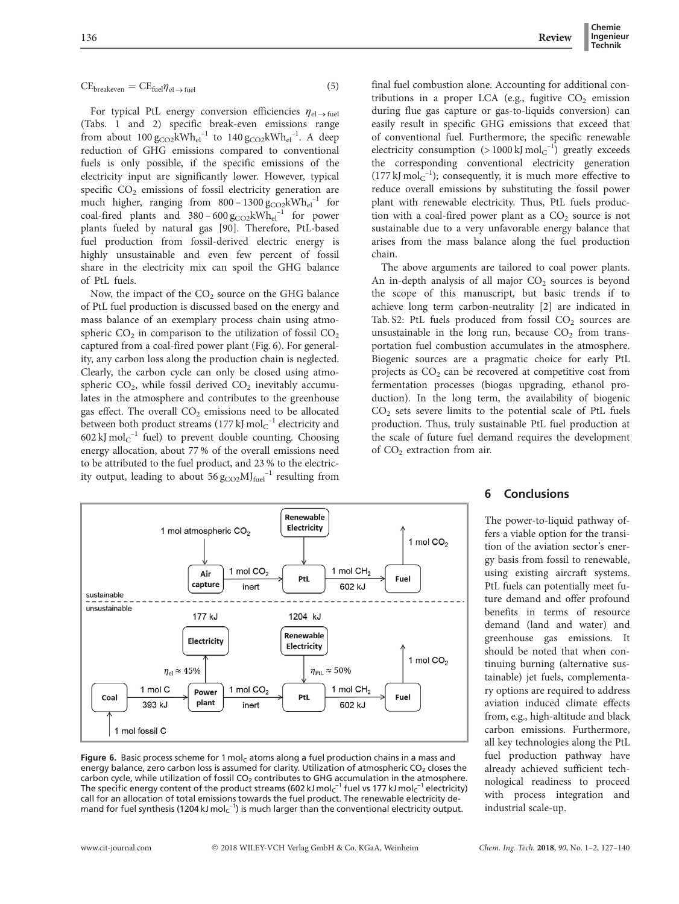$$\mathrm{CE}_{\mathrm{breakeven}} = \mathrm{CE}_{\mathrm{fuel}}\eta_{\mathrm{el}\rightarrow\mathrm{fuel}} \tag{5}$$

For typical PtL energy conversion efficiencies $\eta_{\mathrm{el}\rightarrow\mathrm{fuel}}$ (Tabs. 1 and 2) specific break-even emissions range from about $100\,\mathrm{g_{CO2}kWh_{el}^{-1}}$ to $140\,\mathrm{g_{CO2}kWh_{el}^{-1}}$. A deep reduction of GHG emissions compared to conventional fuels is only possible, if the specific emissions of the electricity input are significantly lower. However, typical specific $CO_2$ emissions of fossil electricity generation are much higher, ranging from $800-1300\,\mathrm{g_{CO2}kWh_{el}^{-1}}$ for coal-fired plants and $380-600\,\mathrm{g_{CO2}kWh_{el}^{-1}}$ for power plants fueled by natural gas [90]. Therefore, PtL-based fuel production from fossil-derived electric energy is highly unsustainable and even few percent of fossil share in the electricity mix can spoil the GHG balance of PtL fuels.

Now, the impact of the $CO_2$ source on the GHG balance of PtL fuel production is discussed based on the energy and mass balance of an exemplary process chain using atmospheric $CO_2$ in comparison to the utilization of fossil $CO_2$ captured from a coal-fired power plant (Fig. 6). For generality, any carbon loss along the production chain is neglected. Clearly, the carbon cycle can only be closed using atmospheric $CO_2$, while fossil derived $CO_2$ inevitably accumulates in the atmosphere and contributes to the greenhouse gas effect. The overall $CO_2$ emissions need to be allocated between both product streams ($177\,\mathrm{kJ\,mol_C^{-1}}$ electricity and $602\,\mathrm{kJ\,mol_C^{-1}}$ fuel) to prevent double counting. Choosing energy allocation, about 77 % of the overall emissions need to be attributed to the fuel product, and 23 % to the electricity output, leading to about $56\,\mathrm{g_{CO2}MJ_{fuel}^{-1}}$ resulting from final fuel combustion alone. Accounting for additional contributions in a proper LCA (e.g., fugitive $CO_2$ emission during flue gas capture or gas-to-liquids conversion) can easily result in specific GHG emissions that exceed that of conventional fuel. Furthermore, the specific renewable electricity consumption ($>1000\,\mathrm{kJ\,mol_C^{-1}}$) greatly exceeds the corresponding conventional electricity generation ($177\,\mathrm{kJ\,mol_C^{-1}}$); consequently, it is much more effective to reduce overall emissions by substituting the fossil power plant with renewable electricity. Thus, PtL fuels production with a coal-fired power plant as a $CO_2$ source is not sustainable due to a very unfavorable energy balance that arises from the mass balance along the fuel production chain.

The above arguments are tailored to coal power plants. An in-depth analysis of all major $CO_2$ sources is beyond the scope of this manuscript, but basic trends if to achieve long term carbon-neutrality [2] are indicated in Tab. S2: PtL fuels produced from fossil $CO_2$ sources are unsustainable in the long run, because $CO_2$ from transportation fuel combustion accumulates in the atmosphere. Biogenic sources are a pragmatic choice for early PtL projects as $CO_2$ can be recovered at competitive cost from fermentation processes (biogas upgrading, ethanol production). In the long term, the availability of biogenic $CO_2$ sets severe limits to the potential scale of PtL fuels production. Thus, truly sustainable PtL fuel production at the scale of future fuel demand requires the development of $CO_2$ extraction from air.

**Figure 6.** Basic process scheme for 1 $\mathrm{mol_C}$ atoms along a fuel production chains in a mass and energy balance, zero carbon loss is assumed for clarity. Utilization of atmospheric $CO_2$ closes the carbon cycle, while utilization of fossil $CO_2$ contributes to GHG accumulation in the atmosphere. The specific energy content of the product streams ($602\,\mathrm{kJ\,mol_C^{-1}}$ fuel vs $177\,\mathrm{kJ\,mol_C^{-1}}$ electricity) call for an allocation of total emissions towards the fuel product. The renewable electricity demand for fuel synthesis ($1204\,\mathrm{kJ\,mol_C^{-1}}$) is much larger than the conventional electricity output.

## 6 Conclusions

The power-to-liquid pathway offers a viable option for the transition of the aviation sector's energy basis from fossil to renewable, using existing aircraft systems. PtL fuels can potentially meet future demand and offer profound benefits in terms of resource demand (land and water) and greenhouse gas emissions. It should be noted that when continuing burning (alternative sustainable) jet fuels, complementary options are required to address aviation induced climate effects from, e.g., high-altitude and black carbon emissions. Furthermore, all key technologies along the PtL fuel production pathway have already achieved sufficient technological readiness to proceed with process integration and industrial scale-up.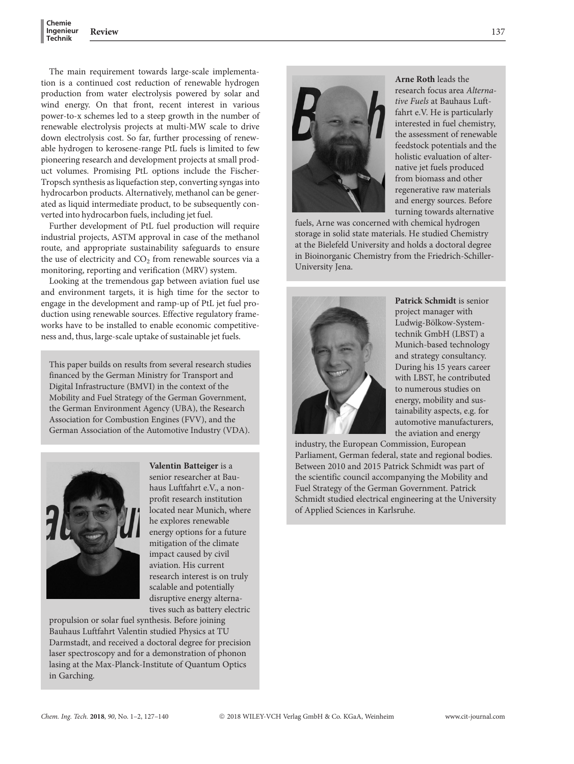The main requirement towards large-scale implementation is a continued cost reduction of renewable hydrogen production from water electrolysis powered by solar and wind energy. On that front, recent interest in various power-to-x schemes led to a steep growth in the number of renewable electrolysis projects at multi-MW scale to drive down electrolysis cost. So far, further processing of renewable hydrogen to kerosene-range PtL fuels is limited to few pioneering research and development projects at small product volumes. Promising PtL options include the Fischer-Tropsch synthesis as liquefaction step, converting syngas into hydrocarbon products. Alternatively, methanol can be generated as liquid intermediate product, to be subsequently converted into hydrocarbon fuels, including jet fuel.

Further development of PtL fuel production will require industrial projects, ASTM approval in case of the methanol route, and appropriate sustainability safeguards to ensure the use of electricity and $CO_2$ from renewable sources via a monitoring, reporting and verification (MRV) system.

Looking at the tremendous gap between aviation fuel use and environment targets, it is high time for the sector to engage in the development and ramp-up of PtL jet fuel production using renewable sources. Effective regulatory frameworks have to be installed to enable economic competitiveness and, thus, large-scale uptake of sustainable jet fuels.

This paper builds on results from several research studies financed by the German Ministry for Transport and Digital Infrastructure (BMVI) in the context of the Mobility and Fuel Strategy of the German Government, the German Environment Agency (UBA), the Research Association for Combustion Engines (FVV), and the German Association of the Automotive Industry (VDA).

**Valentin Batteiger** is a senior researcher at Bauhaus Luftfahrt e.V., a non-profit research institution located near Munich, where he explores renewable energy options for a future mitigation of the climate impact caused by civil aviation. His current research interest is on truly scalable and potentially disruptive energy alternatives such as battery electric propulsion or solar fuel synthesis. Before joining Bauhaus Luftfahrt Valentin studied Physics at TU Darmstadt, and received a doctoral degree for precision laser spectroscopy and for a demonstration of phonon lasing at the Max-Planck-Institute of Quantum Optics in Garching.

**Arne Roth** leads the research focus area *Alternative Fuels* at Bauhaus Luftfahrt e.V. He is particularly interested in fuel chemistry, the assessment of renewable feedstock potentials and the holistic evaluation of alternative jet fuels produced from biomass and other regenerative raw materials and energy sources. Before turning towards alternative fuels, Arne was concerned with chemical hydrogen storage in solid state materials. He studied Chemistry at the Bielefeld University and holds a doctoral degree in Bioinorganic Chemistry from the Friedrich-Schiller-University Jena.

**Patrick Schmidt** is senior project manager with Ludwig-Bölkow-Systemtechnik GmbH (LBST) a Munich-based technology and strategy consultancy. During his 15 years career with LBST, he contributed to numerous studies on energy, mobility and sustainability aspects, e.g. for automotive manufacturers, the aviation and energy industry, the European Commission, European Parliament, German federal, state and regional bodies. Between 2010 and 2015 Patrick Schmidt was part of the scientific council accompanying the Mobility and Fuel Strategy of the German Government. Patrick Schmidt studied electrical engineering at the University of Applied Sciences in Karlsruhe.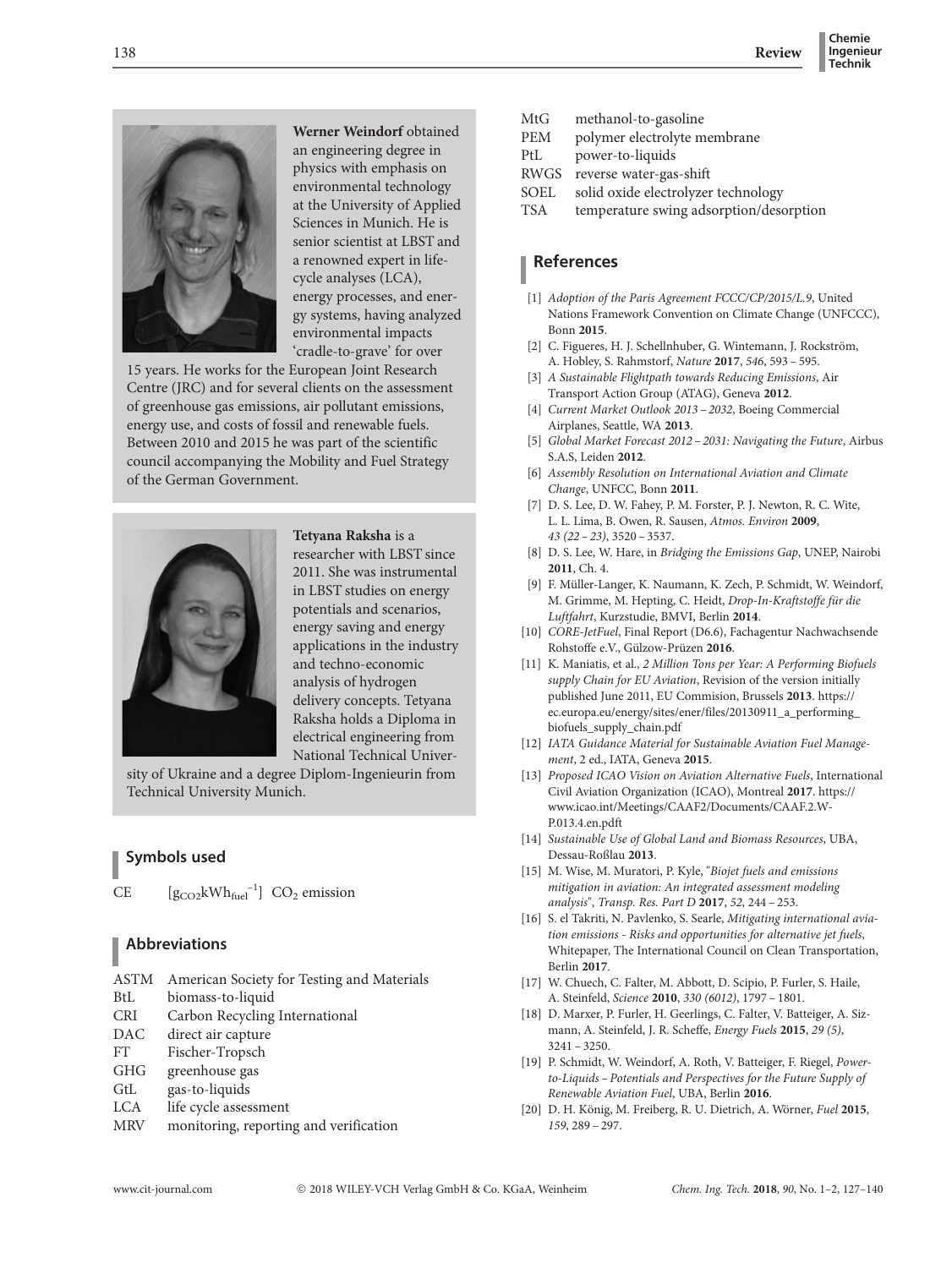**Werner Weindorf** obtained an engineering degree in physics with emphasis on environmental technology at the University of Applied Sciences in Munich. He is senior scientist at LBST and a renowned expert in life-cycle analyses (LCA), energy processes, and energy systems, having analyzed environmental impacts 'cradle-to-grave' for over 15 years. He works for the European Joint Research Centre (JRC) and for several clients on the assessment of greenhouse gas emissions, air pollutant emissions, energy use, and costs of fossil and renewable fuels. Between 2010 and 2015 he was part of the scientific council accompanying the Mobility and Fuel Strategy of the German Government.

**Tetyana Raksha** is a researcher with LBST since 2011. She was instrumental in LBST studies on energy potentials and scenarios, energy saving and energy applications in the industry and techno-economic analysis of hydrogen delivery concepts. Tetyana Raksha holds a Diploma in electrical engineering from National Technical University of Ukraine and a degree Diplom-Ingenieurin from Technical University Munich.

## Symbols used

CE $[g_{CO_2}kWh_{fuel}^{-1}]$ $CO_2$ emission

## Abbreviations

- ASTM American Society for Testing and Materials
- BtL biomass-to-liquid
- CRI Carbon Recycling International
- DAC direct air capture
- FT Fischer-Tropsch
- GHG greenhouse gas
- GtL gas-to-liquids
- LCA life cycle assessment
- MRV monitoring, reporting and verification
- MtG methanol-to-gasoline
- PEM polymer electrolyte membrane
- PtL power-to-liquids
- RWGS reverse water-gas-shift
- SOEL solid oxide electrolyzer technology
- TSA temperature swing adsorption/desorption

## References

[1] *Adoption of the Paris Agreement FCCC/CP/2015/L.9*, United Nations Framework Convention on Climate Change (UNFCCC), Bonn **2015**.

[2] C. Figueres, H. J. Schellnhuber, G. Wintemann, J. Rockström, A. Hobley, S. Rahmstorf, *Nature* **2017**, *546*, 593 – 595.

[3] *A Sustainable Flightpath towards Reducing Emissions*, Air Transport Action Group (ATAG), Geneva **2012**.

[4] *Current Market Outlook 2013 – 2032*, Boeing Commercial Airplanes, Seattle, WA **2013**.

[5] *Global Market Forecast 2012 – 2031: Navigating the Future*, Airbus S.A.S, Leiden **2012**.

[6] *Assembly Resolution on International Aviation and Climate Change*, UNFCC, Bonn **2011**.

[7] D. S. Lee, D. W. Fahey, P. M. Forster, P. J. Newton, R. C. Wite, L. L. Lima, B. Owen, R. Sausen, *Atmos. Environ* **2009**, *43 (22 – 23)*, 3520 – 3537.

[8] D. S. Lee, W. Hare, in *Bridging the Emissions Gap*, UNEP, Nairobi **2011**, Ch. 4.

[9] F. Müller-Langer, K. Naumann, K. Zech, P. Schmidt, W. Weindorf, M. Grimme, M. Hepting, C. Heidt, *Drop-In-Kraftstoffe für die Luftfahrt*, Kurzstudie, BMVI, Berlin **2014**.

[10] *CORE-JetFuel*, Final Report (D6.6), Fachagentur Nachwachsende Rohstoffe e.V., Gülzow-Prüzen **2016**.

[11] K. Maniatis, et al., *2 Million Tons per Year: A Performing Biofuels supply Chain for EU Aviation*, Revision of the version initially published June 2011, EU Commision, Brussels **2013**. https://ec.europa.eu/energy/sites/ener/files/20130911_a_performing_biofuels_supply_chain.pdf

[12] *IATA Guidance Material for Sustainable Aviation Fuel Management*, 2 ed., IATA, Geneva **2015**.

[13] *Proposed ICAO Vision on Aviation Alternative Fuels*, International Civil Aviation Organization (ICAO), Montreal **2017**. https://www.icao.int/Meetings/CAAF2/Documents/CAAF.2.W-P.013.4.en.pdft

[14] *Sustainable Use of Global Land and Biomass Resources*, UBA, Dessau-Roßlau **2013**.

[15] M. Wise, M. Muratori, P. Kyle, "*Biojet fuels and emissions mitigation in aviation: An integrated assessment modeling analysis*", *Transp. Res. Part D* **2017**, *52*, 244 – 253.

[16] S. el Takriti, N. Pavlenko, S. Searle, *Mitigating international aviation emissions - Risks and opportunities for alternative jet fuels*, Whitepaper, The International Council on Clean Transportation, Berlin **2017**.

[17] W. Chuech, C. Falter, M. Abbott, D. Scipio, P. Furler, S. Haile, A. Steinfeld, *Science* **2010**, *330 (6012)*, 1797 – 1801.

[18] D. Marxer, P. Furler, H. Geerlings, C. Falter, V. Batteiger, A. Sizmann, A. Steinfeld, J. R. Scheffe, *Energy Fuels* **2015**, *29 (5)*, 3241 – 3250.

[19] P. Schmidt, W. Weindorf, A. Roth, V. Batteiger, F. Riegel, *Power-to-Liquids – Potentials and Perspectives for the Future Supply of Renewable Aviation Fuel*, UBA, Berlin **2016**.

[20] D. H. König, M. Freiberg, R. U. Dietrich, A. Wörner, *Fuel* **2015**, *159*, 289 – 297.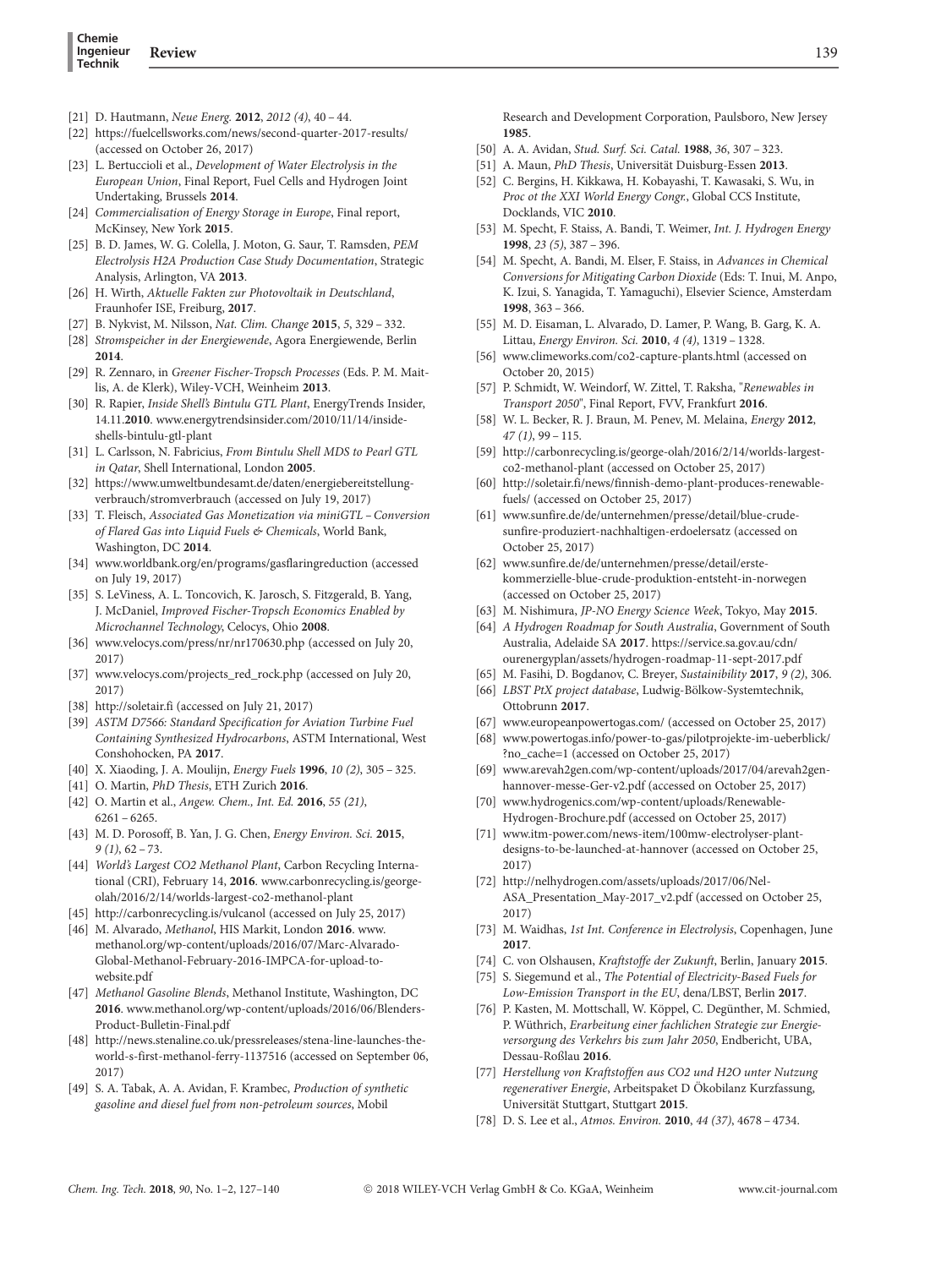[21] D. Hautmann, *Neue Energ.* **2012**, *2012 (4)*, 40 – 44.

[22] https://fuelcellsworks.com/news/second-quarter-2017-results/ (accessed on October 26, 2017)

[23] L. Bertuccioli et al., *Development of Water Electrolysis in the European Union*, Final Report, Fuel Cells and Hydrogen Joint Undertaking, Brussels **2014**.

[24] *Commercialisation of Energy Storage in Europe*, Final report, McKinsey, New York **2015**.

[25] B. D. James, W. G. Colella, J. Moton, G. Saur, T. Ramsden, *PEM Electrolysis H2A Production Case Study Documentation*, Strategic Analysis, Arlington, VA **2013**.

[26] H. Wirth, *Aktuelle Fakten zur Photovoltaik in Deutschland*, Fraunhofer ISE, Freiburg, **2017**.

[27] B. Nykvist, M. Nilsson, *Nat. Clim. Change* **2015**, *5*, 329 – 332.

[28] *Stromspeicher in der Energiewende*, Agora Energiewende, Berlin **2014**.

[29] R. Zennaro, in *Greener Fischer-Tropsch Processes* (Eds. P. M. Maitlis, A. de Klerk), Wiley-VCH, Weinheim **2013**.

[30] R. Rapier, *Inside Shell's Bintulu GTL Plant*, EnergyTrends Insider, 14.11.**2010**. www.energytrendsinsider.com/2010/11/14/inside-shells-bintulu-gtl-plant

[31] L. Carlsson, N. Fabricius, *From Bintulu Shell MDS to Pearl GTL in Qatar*, Shell International, London **2005**.

[32] https://www.umweltbundesamt.de/daten/energiebereitstellung-verbrauch/stromverbrauch (accessed on July 19, 2017)

[33] T. Fleisch, *Associated Gas Monetization via miniGTL – Conversion of Flared Gas into Liquid Fuels & Chemicals*, World Bank, Washington, DC **2014**.

[34] www.worldbank.org/en/programs/gasflaringreduction (accessed on July 19, 2017)

[35] S. LeViness, A. L. Toncovich, K. Jarosch, S. Fitzgerald, B. Yang, J. McDaniel, *Improved Fischer-Tropsch Economics Enabled by Microchannel Technology*, Celocys, Ohio **2008**.

[36] www.velocys.com/press/nr/nr170630.php (accessed on July 20, 2017)

[37] www.velocys.com/projects_red_rock.php (accessed on July 20, 2017)

[38] http://soletair.fi (accessed on July 21, 2017)

[39] *ASTM D7566: Standard Specification for Aviation Turbine Fuel Containing Synthesized Hydrocarbons*, ASTM International, West Conshohocken, PA **2017**.

[40] X. Xiaoding, J. A. Moulijn, *Energy Fuels* **1996**, *10 (2)*, 305 – 325.

[41] O. Martin, *PhD Thesis*, ETH Zurich **2016**.

[42] O. Martin et al., *Angew. Chem., Int. Ed.* **2016**, *55 (21)*, 6261 – 6265.

[43] M. D. Porosoff, B. Yan, J. G. Chen, *Energy Environ. Sci.* **2015**, *9 (1)*, 62 – 73.

[44] *World's Largest CO2 Methanol Plant*, Carbon Recycling International (CRI), February 14, **2016**. www.carbonrecycling.is/george-olah/2016/2/14/worlds-largest-co2-methanol-plant

[45] http://carbonrecycling.is/vulcanol (accessed on July 25, 2017)

[46] M. Alvarado, *Methanol*, HIS Markit, London **2016**. www.methanol.org/wp-content/uploads/2016/07/Marc-Alvarado-Global-Methanol-February-2016-IMPCA-for-upload-to-website.pdf

[47] *Methanol Gasoline Blends*, Methanol Institute, Washington, DC **2016**. www.methanol.org/wp-content/uploads/2016/06/Blenders-Product-Bulletin-Final.pdf

[48] http://news.stenaline.co.uk/pressreleases/stena-line-launches-the-world-s-first-methanol-ferry-1137516 (accessed on September 06, 2017)

[49] S. A. Tabak, A. A. Avidan, F. Krambec, *Production of synthetic gasoline and diesel fuel from non-petroleum sources*, Mobil Research and Development Corporation, Paulsboro, New Jersey **1985**.

[50] A. A. Avidan, *Stud. Surf. Sci. Catal.* **1988**, *36*, 307 – 323.

[51] A. Maun, *PhD Thesis*, Universität Duisburg-Essen **2013**.

[52] C. Bergins, H. Kikkawa, H. Kobayashi, T. Kawasaki, S. Wu, in *Proc ot the XXI World Energy Congr.*, Global CCS Institute, Docklands, VIC **2010**.

[53] M. Specht, F. Staiss, A. Bandi, T. Weimer, *Int. J. Hydrogen Energy* **1998**, *23 (5)*, 387 – 396.

[54] M. Specht, A. Bandi, M. Elser, F. Staiss, in *Advances in Chemical Conversions for Mitigating Carbon Dioxide* (Eds: T. Inui, M. Anpo, K. Izui, S. Yanagida, T. Yamaguchi), Elsevier Science, Amsterdam **1998**, 363 – 366.

[55] M. D. Eisaman, L. Alvarado, D. Lamer, P. Wang, B. Garg, K. A. Littau, *Energy Environ. Sci.* **2010**, *4 (4)*, 1319 – 1328.

[56] www.climeworks.com/co2-capture-plants.html (accessed on October 20, 2015)

[57] P. Schmidt, W. Weindorf, W. Zittel, T. Raksha, "*Renewables in Transport 2050*", Final Report, FVV, Frankfurt **2016**.

[58] W. L. Becker, R. J. Braun, M. Penev, M. Melaina, *Energy* **2012**, *47 (1)*, 99 – 115.

[59] http://carbonrecycling.is/george-olah/2016/2/14/worlds-largest-co2-methanol-plant (accessed on October 25, 2017)

[60] http://soletair.fi/news/finnish-demo-plant-produces-renewable-fuels/ (accessed on October 25, 2017)

[61] www.sunfire.de/de/unternehmen/presse/detail/blue-crude-sunfire-produziert-nachhaltigen-erdoelersatz (accessed on October 25, 2017)

[62] www.sunfire.de/de/unternehmen/presse/detail/erste-kommerzielle-blue-crude-produktion-entsteht-in-norwegen (accessed on October 25, 2017)

[63] M. Nishimura, *JP-NO Energy Science Week*, Tokyo, May **2015**.

[64] *A Hydrogen Roadmap for South Australia*, Government of South Australia, Adelaide SA **2017**. https://service.sa.gov.au/cdn/ourenergyplan/assets/hydrogen-roadmap-11-sept-2017.pdf

[65] M. Fasihi, D. Bogdanov, C. Breyer, *Sustainibility* **2017**, *9 (2)*, 306.

[66] *LBST PtX project database*, Ludwig-Bölkow-Systemtechnik, Ottobrunn **2017**.

[67] www.europeanpowertogas.com/ (accessed on October 25, 2017)

[68] www.powertogas.info/power-to-gas/pilotprojekte-im-ueberblick/?no_cache=1 (accessed on October 25, 2017)

[69] www.arevah2gen.com/wp-content/uploads/2017/04/arevah2gen-hannover-messe-Ger-v2.pdf (accessed on October 25, 2017)

[70] www.hydrogenics.com/wp-content/uploads/Renewable-Hydrogen-Brochure.pdf (accessed on October 25, 2017)

[71] www.itm-power.com/news-item/100mw-electrolyser-plant-designs-to-be-launched-at-hannover (accessed on October 25, 2017)

[72] http://nelhydrogen.com/assets/uploads/2017/06/Nel-ASA_Presentation_May-2017_v2.pdf (accessed on October 25, 2017)

[73] M. Waidhas, *1st Int. Conference in Electrolysis*, Copenhagen, June **2017**.

[74] C. von Olshausen, *Kraftstoffe der Zukunft*, Berlin, January **2015**.

[75] S. Siegemund et al., *The Potential of Electricity-Based Fuels for Low-Emission Transport in the EU*, dena/LBST, Berlin **2017**.

[76] P. Kasten, M. Mottschall, W. Köppel, C. Degünther, M. Schmied, P. Wüthrich, *Erarbeitung einer fachlichen Strategie zur Energieversorgung des Verkehrs bis zum Jahr 2050*, Endbericht, UBA, Dessau-Roßlau **2016**.

[77] *Herstellung von Kraftstoffen aus CO2 und H2O unter Nutzung regenerativer Energie*, Arbeitspaket D Ökobilanz Kurzfassung, Universität Stuttgart, Stuttgart **2015**.

[78] D. S. Lee et al., *Atmos. Environ.* **2010**, *44 (37)*, 4678 – 4734.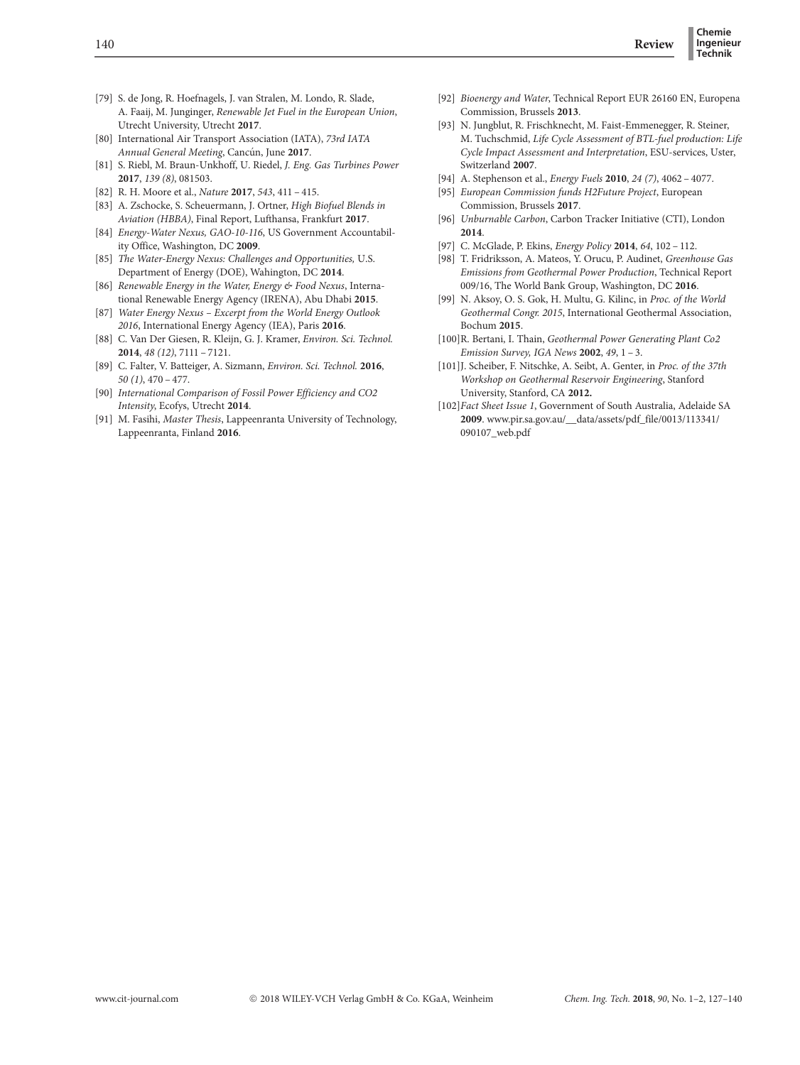[79] S. de Jong, R. Hoefnagels, J. van Stralen, M. Londo, R. Slade, A. Faaij, M. Junginger, *Renewable Jet Fuel in the European Union*, Utrecht University, Utrecht **2017**.

[80] International Air Transport Association (IATA), *73rd IATA Annual General Meeting*, Cancún, June **2017**.

[81] S. Riebl, M. Braun-Unkhoff, U. Riedel, *J. Eng. Gas Turbines Power* **2017**, *139 (8)*, 081503.

[82] R. H. Moore et al., *Nature* **2017**, *543*, 411 – 415.

[83] A. Zschocke, S. Scheuermann, J. Ortner, *High Biofuel Blends in Aviation (HBBA)*, Final Report, Lufthansa, Frankfurt **2017**.

[84] *Energy-Water Nexus, GAO-10-116*, US Government Accountability Office, Washington, DC **2009**.

[85] *The Water-Energy Nexus: Challenges and Opportunities,* U.S. Department of Energy (DOE), Wahington, DC **2014**.

[86] *Renewable Energy in the Water, Energy & Food Nexus*, International Renewable Energy Agency (IRENA), Abu Dhabi **2015**.

[87] *Water Energy Nexus – Excerpt from the World Energy Outlook 2016*, International Energy Agency (IEA), Paris **2016**.

[88] C. Van Der Giesen, R. Kleijn, G. J. Kramer, *Environ. Sci. Technol.* **2014**, *48 (12)*, 7111 – 7121.

[89] C. Falter, V. Batteiger, A. Sizmann, *Environ. Sci. Technol.* **2016**, *50 (1)*, 470 – 477.

[90] *International Comparison of Fossil Power Efficiency and CO2 Intensity*, Ecofys, Utrecht **2014**.

[91] M. Fasihi, *Master Thesis*, Lappeenranta University of Technology, Lappeenranta, Finland **2016**.

[92] *Bioenergy and Water*, Technical Report EUR 26160 EN, Europena Commission, Brussels **2013**.

[93] N. Jungblut, R. Frischknecht, M. Faist-Emmenegger, R. Steiner, M. Tuchschmid, *Life Cycle Assessment of BTL-fuel production: Life Cycle Impact Assessment and Interpretation*, ESU-services, Uster, Switzerland **2007**.

[94] A. Stephenson et al., *Energy Fuels* **2010**, *24 (7)*, 4062 – 4077.

[95] *European Commission funds H2Future Project*, European Commission, Brussels **2017**.

[96] *Unburnable Carbon*, Carbon Tracker Initiative (CTI), London **2014**.

[97] C. McGlade, P. Ekins, *Energy Policy* **2014**, *64*, 102 – 112.

[98] T. Fridriksson, A. Mateos, Y. Orucu, P. Audinet, *Greenhouse Gas Emissions from Geothermal Power Production*, Technical Report 009/16, The World Bank Group, Washington, DC **2016**.

[99] N. Aksoy, O. S. Gok, H. Multu, G. Kilinc, in *Proc. of the World Geothermal Congr. 2015*, International Geothermal Association, Bochum **2015**.

[100] R. Bertani, I. Thain, *Geothermal Power Generating Plant Co2 Emission Survey, IGA News* **2002**, *49*, 1 – 3.

[101] J. Scheiber, F. Nitschke, A. Seibt, A. Genter, in *Proc. of the 37th Workshop on Geothermal Reservoir Engineering*, Stanford University, Stanford, CA **2012.**

[102] *Fact Sheet Issue 1*, Government of South Australia, Adelaide SA **2009**. www.pir.sa.gov.au/__data/assets/pdf_file/0013/113341/090107_web.pdf